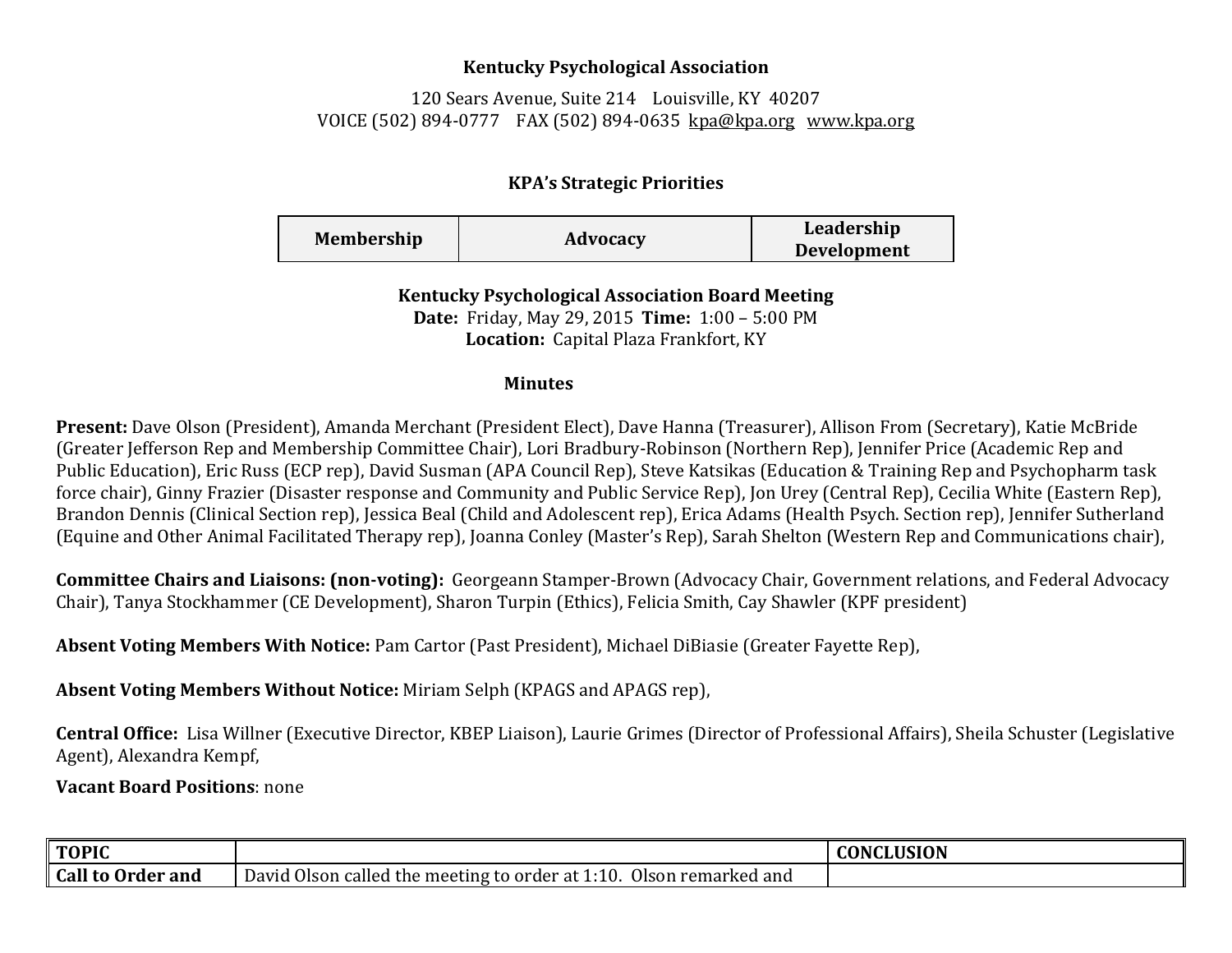**Kentucky Psychological Association**

120 Sears Avenue, Suite 214 Louisville, KY 40207
VOICE (502) 894-0777 FAX (502) 894-0635 kpa@kpa.org www.kpa.org

**KPA's Strategic Priorities**

| Membership | Advocacy | Leadership Development |
|---|---|---|

**Kentucky Psychological Association Board Meeting**
**Date:** Friday, May 29, 2015 **Time:** 1:00 – 5:00 PM
**Location:** Capital Plaza Frankfort, KY

**Minutes**

**Present:** Dave Olson (President), Amanda Merchant (President Elect), Dave Hanna (Treasurer), Allison From (Secretary), Katie McBride (Greater Jefferson Rep and Membership Committee Chair), Lori Bradbury-Robinson (Northern Rep), Jennifer Price (Academic Rep and Public Education), Eric Russ (ECP rep), David Susman (APA Council Rep), Steve Katsikas (Education & Training Rep and Psychopharm task force chair), Ginny Frazier (Disaster response and Community and Public Service Rep), Jon Urey (Central Rep), Cecilia White (Eastern Rep), Brandon Dennis (Clinical Section rep), Jessica Beal (Child and Adolescent rep), Erica Adams (Health Psych. Section rep), Jennifer Sutherland (Equine and Other Animal Facilitated Therapy rep), Joanna Conley (Master's Rep), Sarah Shelton (Western Rep and Communications chair),

**Committee Chairs and Liaisons: (non-voting):** Georgeann Stamper-Brown (Advocacy Chair, Government relations, and Federal Advocacy Chair), Tanya Stockhammer (CE Development), Sharon Turpin (Ethics), Felicia Smith, Cay Shawler (KPF president)

**Absent Voting Members With Notice:** Pam Cartor (Past President), Michael DiBiasie (Greater Fayette Rep),

**Absent Voting Members Without Notice:** Miriam Selph (KPAGS and APAGS rep),

**Central Office:** Lisa Willner (Executive Director, KBEP Liaison), Laurie Grimes (Director of Professional Affairs), Sheila Schuster (Legislative Agent), Alexandra Kempf,

**Vacant Board Positions**: none

| TOPIC | | CONCLUSION |
|---|---|---|
| **Call to Order and** | David Olson called the meeting to order at 1:10. Olson remarked and | |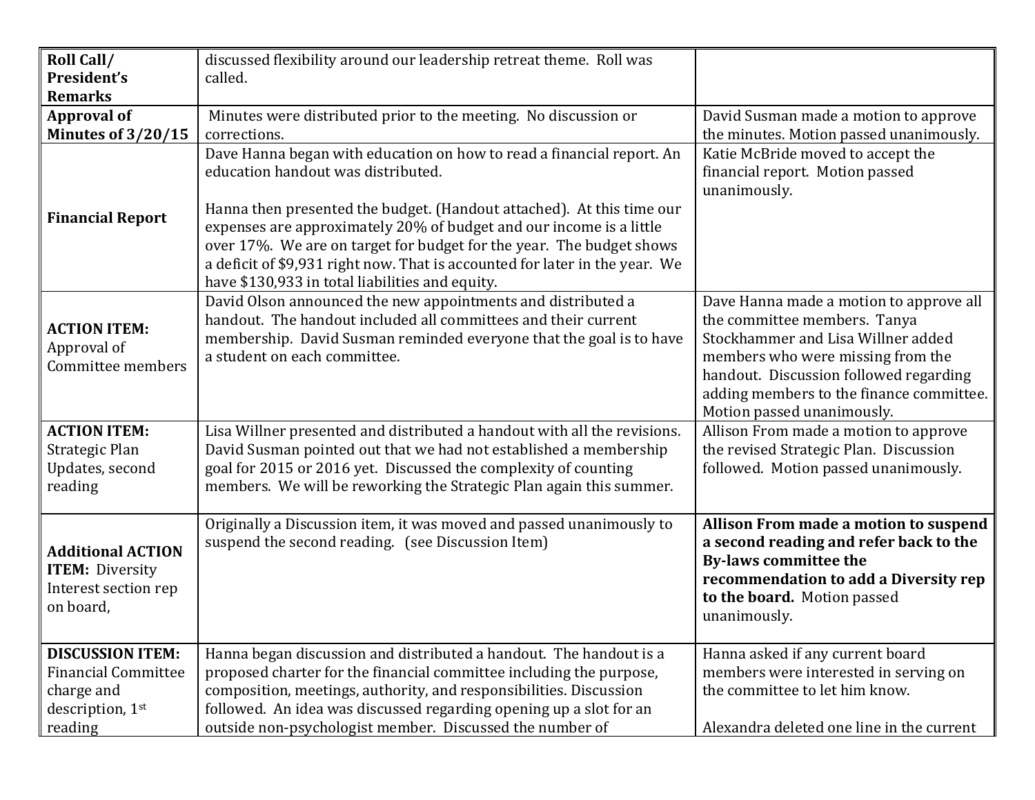| **Roll Call/ President's Remarks** | discussed flexibility around our leadership retreat theme. Roll was called. | |
|---|---|---|
| **Approval of Minutes of 3/20/15** | Minutes were distributed prior to the meeting. No discussion or corrections. | David Susman made a motion to approve the minutes. Motion passed unanimously. |
| **Financial Report** | Dave Hanna began with education on how to read a financial report. An education handout was distributed.<br><br>Hanna then presented the budget. (Handout attached). At this time our expenses are approximately 20% of budget and our income is a little over 17%. We are on target for budget for the year. The budget shows a deficit of $9,931 right now. That is accounted for later in the year. We have $130,933 in total liabilities and equity. | Katie McBride moved to accept the financial report. Motion passed unanimously. |
| **ACTION ITEM:** Approval of Committee members | David Olson announced the new appointments and distributed a handout. The handout included all committees and their current membership. David Susman reminded everyone that the goal is to have a student on each committee. | Dave Hanna made a motion to approve all the committee members. Tanya Stockhammer and Lisa Willner added members who were missing from the handout. Discussion followed regarding adding members to the finance committee. Motion passed unanimously. |
| **ACTION ITEM:** Strategic Plan Updates, second reading | Lisa Willner presented and distributed a handout with all the revisions. David Susman pointed out that we had not established a membership goal for 2015 or 2016 yet. Discussed the complexity of counting members. We will be reworking the Strategic Plan again this summer. | Allison From made a motion to approve the revised Strategic Plan. Discussion followed. Motion passed unanimously. |
| **Additional ACTION ITEM:** Diversity Interest section rep on board, | Originally a Discussion item, it was moved and passed unanimously to suspend the second reading. (see Discussion Item) | **Allison From made a motion to suspend a second reading and refer back to the By-laws committee the recommendation to add a Diversity rep to the board.** Motion passed unanimously. |
| **DISCUSSION ITEM:** Financial Committee charge and description, 1st reading | Hanna began discussion and distributed a handout. The handout is a proposed charter for the financial committee including the purpose, composition, meetings, authority, and responsibilities. Discussion followed. An idea was discussed regarding opening up a slot for an outside non-psychologist member. Discussed the number of | Hanna asked if any current board members were interested in serving on the committee to let him know.<br><br>Alexandra deleted one line in the current |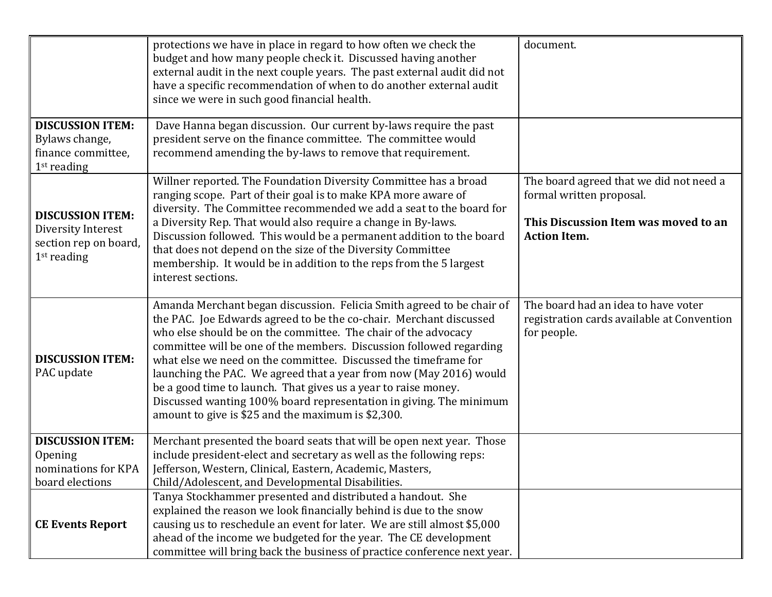| | | |
|---|---|---|
| | protections we have in place in regard to how often we check the budget and how many people check it. Discussed having another external audit in the next couple years. The past external audit did not have a specific recommendation of when to do another external audit since we were in such good financial health. | document. |
| **DISCUSSION ITEM:** Bylaws change, finance committee, 1st reading | Dave Hanna began discussion. Our current by-laws require the past president serve on the finance committee. The committee would recommend amending the by-laws to remove that requirement. | |
| **DISCUSSION ITEM:** Diversity Interest section rep on board, 1st reading | Willner reported. The Foundation Diversity Committee has a broad ranging scope. Part of their goal is to make KPA more aware of diversity. The Committee recommended we add a seat to the board for a Diversity Rep. That would also require a change in By-laws. Discussion followed. This would be a permanent addition to the board that does not depend on the size of the Diversity Committee membership. It would be in addition to the reps from the 5 largest interest sections. | The board agreed that we did not need a formal written proposal.<br><br>**This Discussion Item was moved to an Action Item.** |
| **DISCUSSION ITEM:** PAC update | Amanda Merchant began discussion. Felicia Smith agreed to be chair of the PAC. Joe Edwards agreed to be the co-chair. Merchant discussed who else should be on the committee. The chair of the advocacy committee will be one of the members. Discussion followed regarding what else we need on the committee. Discussed the timeframe for launching the PAC. We agreed that a year from now (May 2016) would be a good time to launch. That gives us a year to raise money. Discussed wanting 100% board representation in giving. The minimum amount to give is $25 and the maximum is $2,300. | The board had an idea to have voter registration cards available at Convention for people. |
| **DISCUSSION ITEM:** Opening nominations for KPA board elections | Merchant presented the board seats that will be open next year. Those include president-elect and secretary as well as the following reps: Jefferson, Western, Clinical, Eastern, Academic, Masters, Child/Adolescent, and Developmental Disabilities. | |
| **CE Events Report** | Tanya Stockhammer presented and distributed a handout. She explained the reason we look financially behind is due to the snow causing us to reschedule an event for later. We are still almost $5,000 ahead of the income we budgeted for the year. The CE development committee will bring back the business of practice conference next year. | |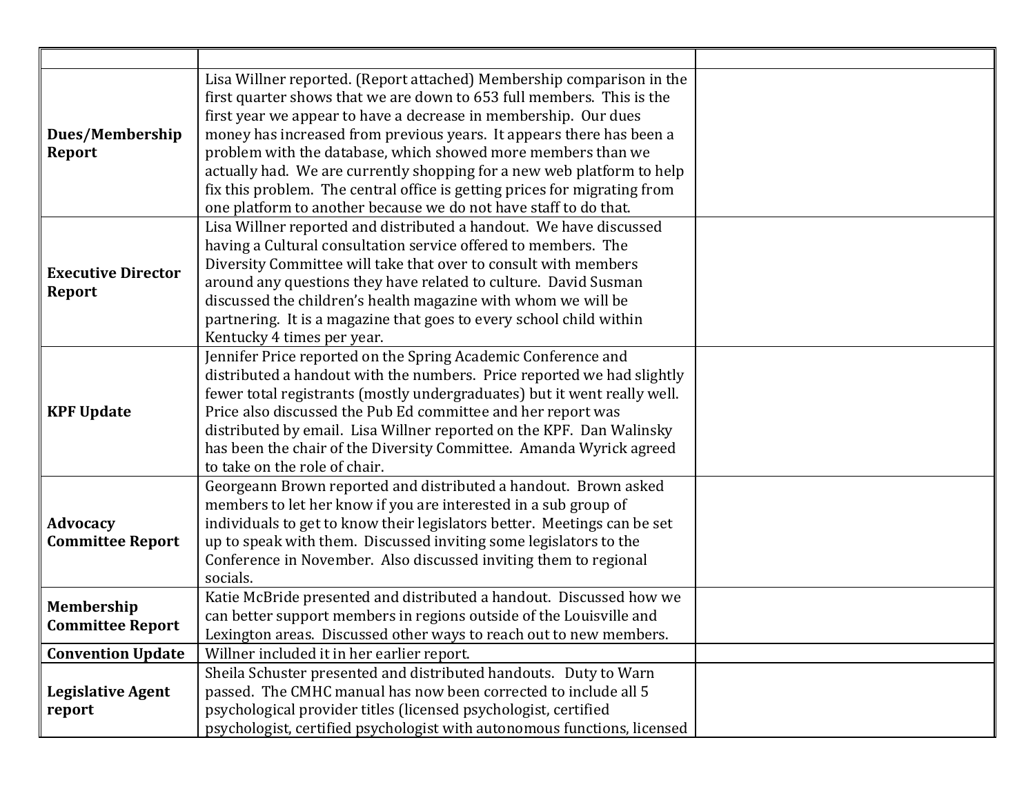| | | |
|---|---|---|
| **Dues/Membership Report** | Lisa Willner reported. (Report attached) Membership comparison in the first quarter shows that we are down to 653 full members. This is the first year we appear to have a decrease in membership. Our dues money has increased from previous years. It appears there has been a problem with the database, which showed more members than we actually had. We are currently shopping for a new web platform to help fix this problem. The central office is getting prices for migrating from one platform to another because we do not have staff to do that. | |
| **Executive Director Report** | Lisa Willner reported and distributed a handout. We have discussed having a Cultural consultation service offered to members. The Diversity Committee will take that over to consult with members around any questions they have related to culture. David Susman discussed the children's health magazine with whom we will be partnering. It is a magazine that goes to every school child within Kentucky 4 times per year. | |
| **KPF Update** | Jennifer Price reported on the Spring Academic Conference and distributed a handout with the numbers. Price reported we had slightly fewer total registrants (mostly undergraduates) but it went really well. Price also discussed the Pub Ed committee and her report was distributed by email. Lisa Willner reported on the KPF. Dan Walinsky has been the chair of the Diversity Committee. Amanda Wyrick agreed to take on the role of chair. | |
| **Advocacy Committee Report** | Georgeann Brown reported and distributed a handout. Brown asked members to let her know if you are interested in a sub group of individuals to get to know their legislators better. Meetings can be set up to speak with them. Discussed inviting some legislators to the Conference in November. Also discussed inviting them to regional socials. | |
| **Membership Committee Report** | Katie McBride presented and distributed a handout. Discussed how we can better support members in regions outside of the Louisville and Lexington areas. Discussed other ways to reach out to new members. | |
| **Convention Update** | Willner included it in her earlier report. | |
| **Legislative Agent report** | Sheila Schuster presented and distributed handouts. Duty to Warn passed. The CMHC manual has now been corrected to include all 5 psychological provider titles (licensed psychologist, certified psychologist, certified psychologist with autonomous functions, licensed | |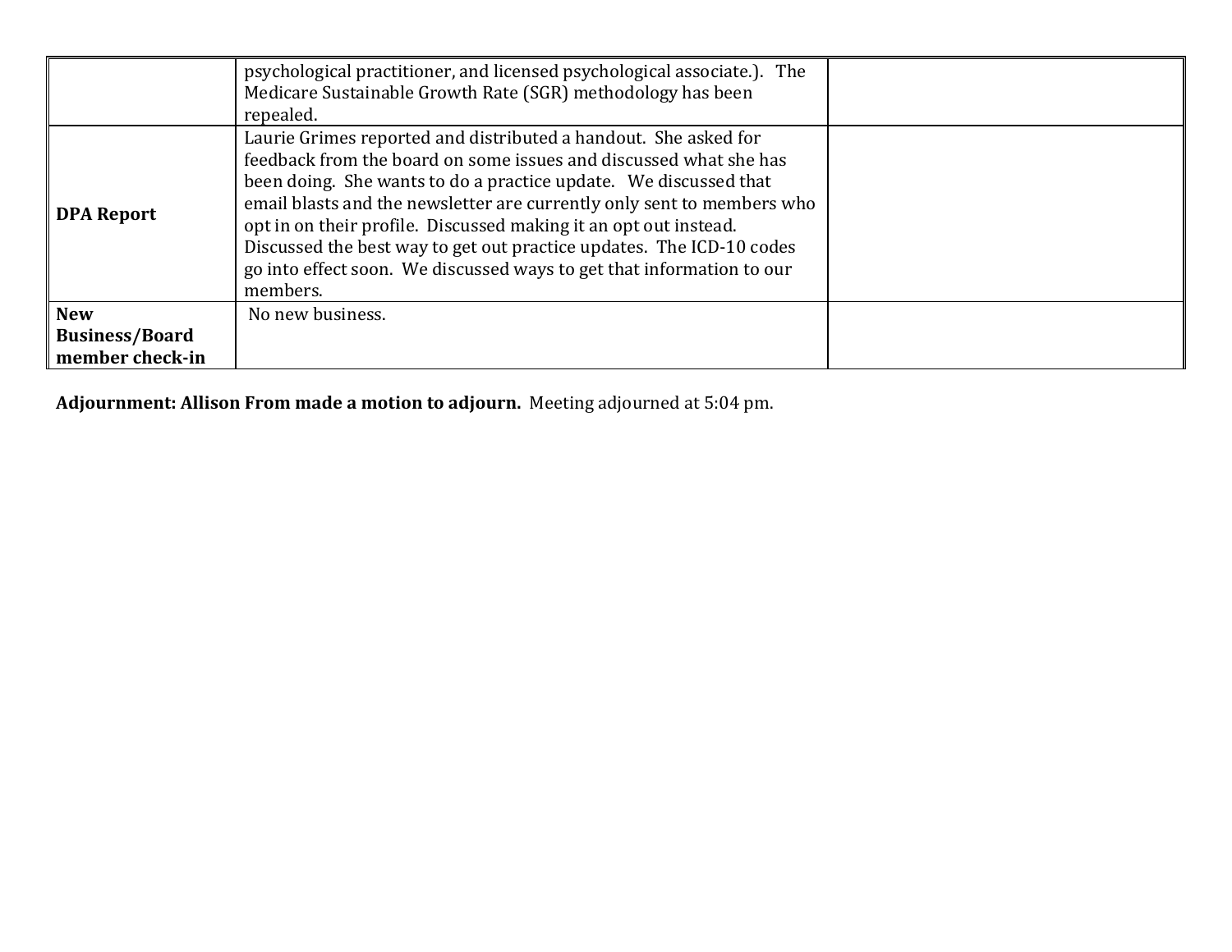| | | |
|---|---|---|
| | psychological practitioner, and licensed psychological associate.). The Medicare Sustainable Growth Rate (SGR) methodology has been repealed. | |
| **DPA Report** | Laurie Grimes reported and distributed a handout. She asked for feedback from the board on some issues and discussed what she has been doing. She wants to do a practice update. We discussed that email blasts and the newsletter are currently only sent to members who opt in on their profile. Discussed making it an opt out instead. Discussed the best way to get out practice updates. The ICD-10 codes go into effect soon. We discussed ways to get that information to our members. | |
| **New Business/Board member check-in** | No new business. | |

**Adjournment: Allison From made a motion to adjourn.** Meeting adjourned at 5:04 pm.